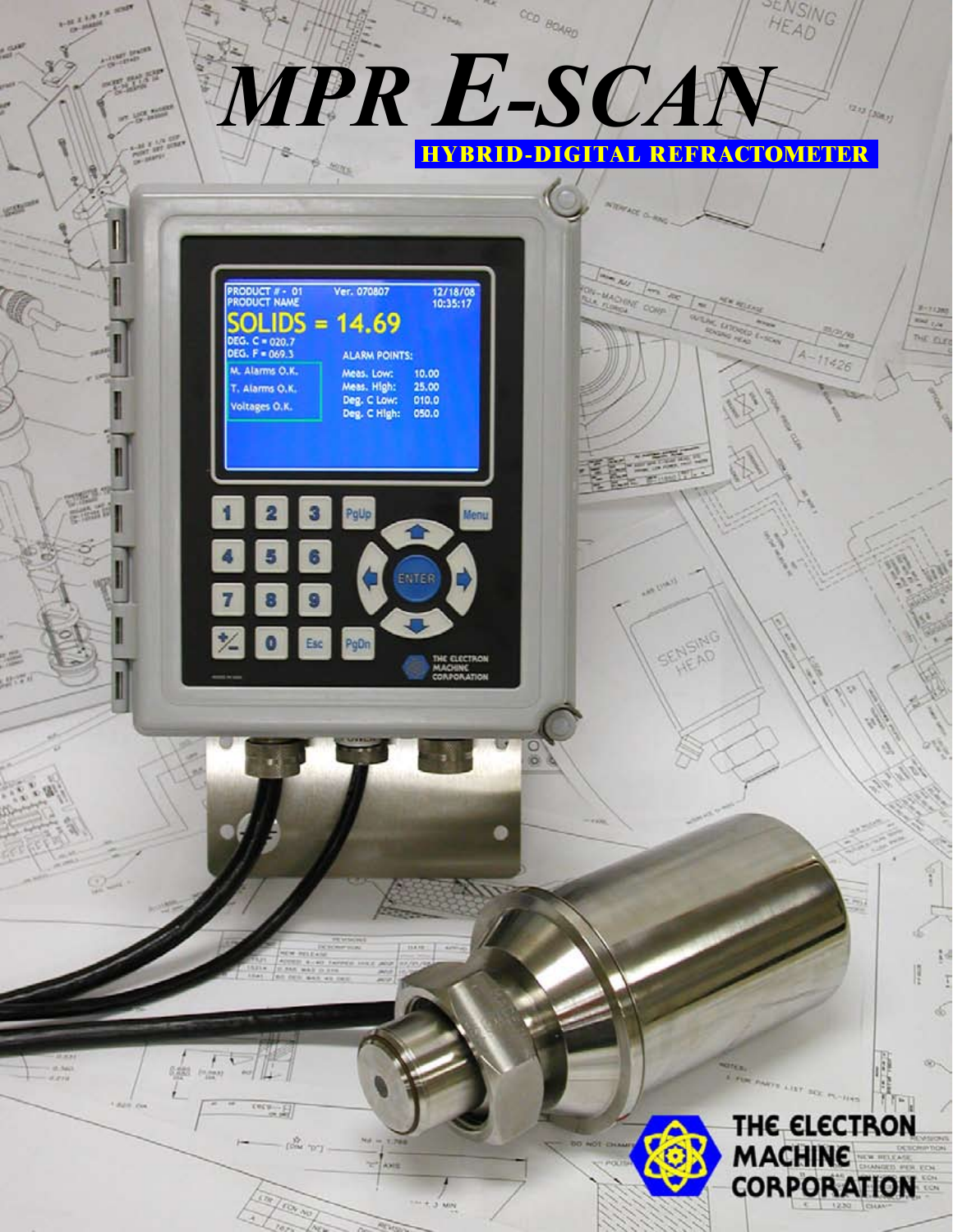# MPR E-SCAN

**HYBRID-DIGITAL REFRACTOMETER**

THE ELECTRON MACHINE CORPORATION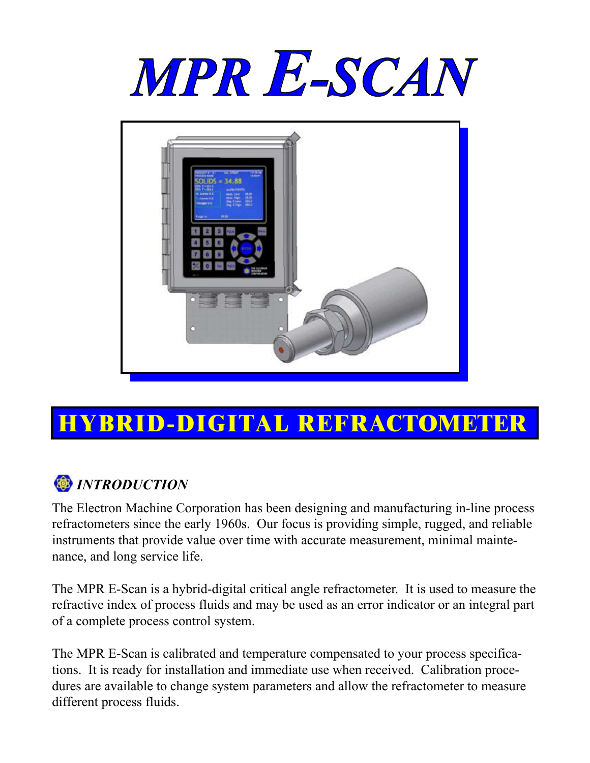# MPR E-SCAN

## HYBRID-DIGITAL REFRACTOMETER

### *INTRODUCTION*

The Electron Machine Corporation has been designing and manufacturing in-line process refractometers since the early 1960s. Our focus is providing simple, rugged, and reliable instruments that provide value over time with accurate measurement, minimal maintenance, and long service life.

The MPR E-Scan is a hybrid-digital critical angle refractometer. It is used to measure the refractive index of process fluids and may be used as an error indicator or an integral part of a complete process control system.

The MPR E-Scan is calibrated and temperature compensated to your process specifications. It is ready for installation and immediate use when received. Calibration procedures are available to change system parameters and allow the refractometer to measure different process fluids.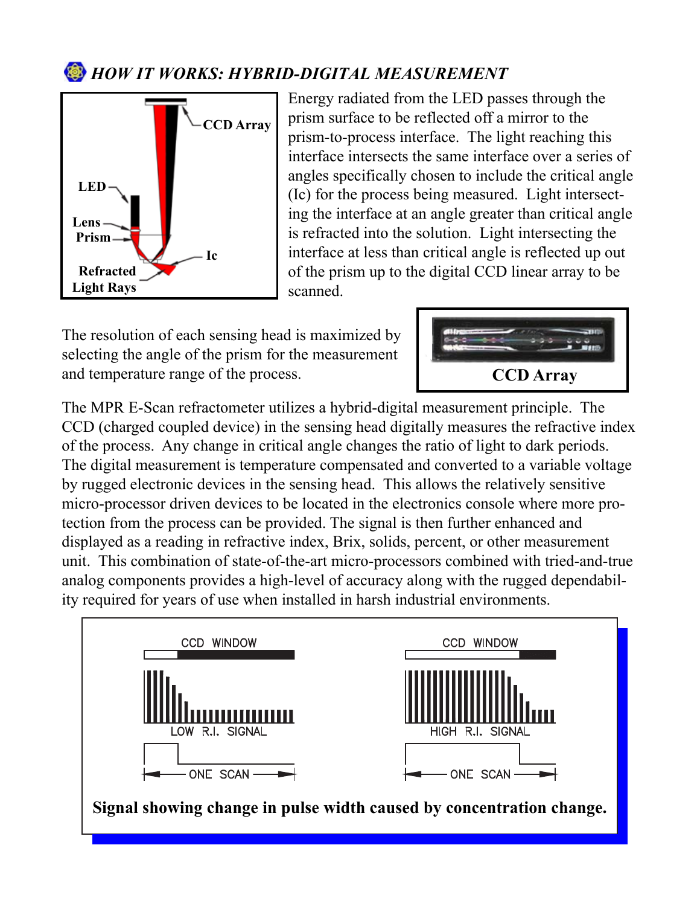## *HOW IT WORKS: HYBRID-DIGITAL MEASUREMENT*

CCD Array

LED

Lens

Prism

Ic

Refracted Light Rays

Energy radiated from the LED passes through the prism surface to be reflected off a mirror to the prism-to-process interface. The light reaching this interface intersects the same interface over a series of angles specifically chosen to include the critical angle (Ic) for the process being measured. Light intersecting the interface at an angle greater than critical angle is refracted into the solution. Light intersecting the interface at less than critical angle is reflected up out of the prism up to the digital CCD linear array to be scanned.

The resolution of each sensing head is maximized by selecting the angle of the prism for the measurement and temperature range of the process.

**CCD Array**

The MPR E-Scan refractometer utilizes a hybrid-digital measurement principle. The CCD (charged coupled device) in the sensing head digitally measures the refractive index of the process. Any change in critical angle changes the ratio of light to dark periods. The digital measurement is temperature compensated and converted to a variable voltage by rugged electronic devices in the sensing head. This allows the relatively sensitive micro-processor driven devices to be located in the electronics console where more protection from the process can be provided. The signal is then further enhanced and displayed as a reading in refractive index, Brix, solids, percent, or other measurement unit. This combination of state-of-the-art micro-processors combined with tried-and-true analog components provides a high-level of accuracy along with the rugged dependability required for years of use when installed in harsh industrial environments.

CCD WINDOW — LOW R.I. SIGNAL — ONE SCAN

CCD WINDOW — HIGH R.I. SIGNAL — ONE SCAN

**Signal showing change in pulse width caused by concentration change.**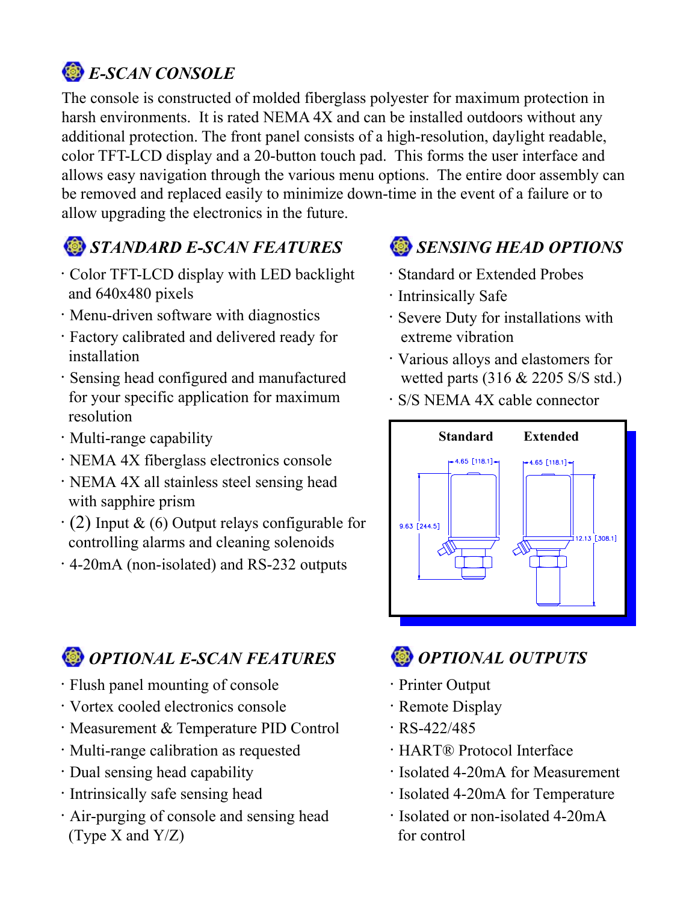## E-SCAN CONSOLE

The console is constructed of molded fiberglass polyester for maximum protection in harsh environments. It is rated NEMA 4X and can be installed outdoors without any additional protection. The front panel consists of a high-resolution, daylight readable, color TFT-LCD display and a 20-button touch pad. This forms the user interface and allows easy navigation through the various menu options. The entire door assembly can be removed and replaced easily to minimize down-time in the event of a failure or to allow upgrading the electronics in the future.

## STANDARD E-SCAN FEATURES

- Color TFT-LCD display with LED backlight and 640x480 pixels
- Menu-driven software with diagnostics
- Factory calibrated and delivered ready for installation
- Sensing head configured and manufactured for your specific application for maximum resolution
- Multi-range capability
- NEMA 4X fiberglass electronics console
- NEMA 4X all stainless steel sensing head with sapphire prism
- (2) Input & (6) Output relays configurable for controlling alarms and cleaning solenoids
- 4-20mA (non-isolated) and RS-232 outputs

## SENSING HEAD OPTIONS

- Standard or Extended Probes
- Intrinsically Safe
- Severe Duty for installations with extreme vibration
- Various alloys and elastomers for wetted parts (316 & 2205 S/S std.)
- S/S NEMA 4X cable connector

Standard | Extended

Standard: 4.65 [118.1]; 9.63 [244.5]
Extended: 4.65 [118.1]; 12.13 [308.1]

## OPTIONAL E-SCAN FEATURES

- Flush panel mounting of console
- Vortex cooled electronics console
- Measurement & Temperature PID Control
- Multi-range calibration as requested
- Dual sensing head capability
- Intrinsically safe sensing head
- Air-purging of console and sensing head (Type X and Y/Z)

## OPTIONAL OUTPUTS

- Printer Output
- Remote Display
- RS-422/485
- HART® Protocol Interface
- Isolated 4-20mA for Measurement
- Isolated 4-20mA for Temperature
- Isolated or non-isolated 4-20mA for control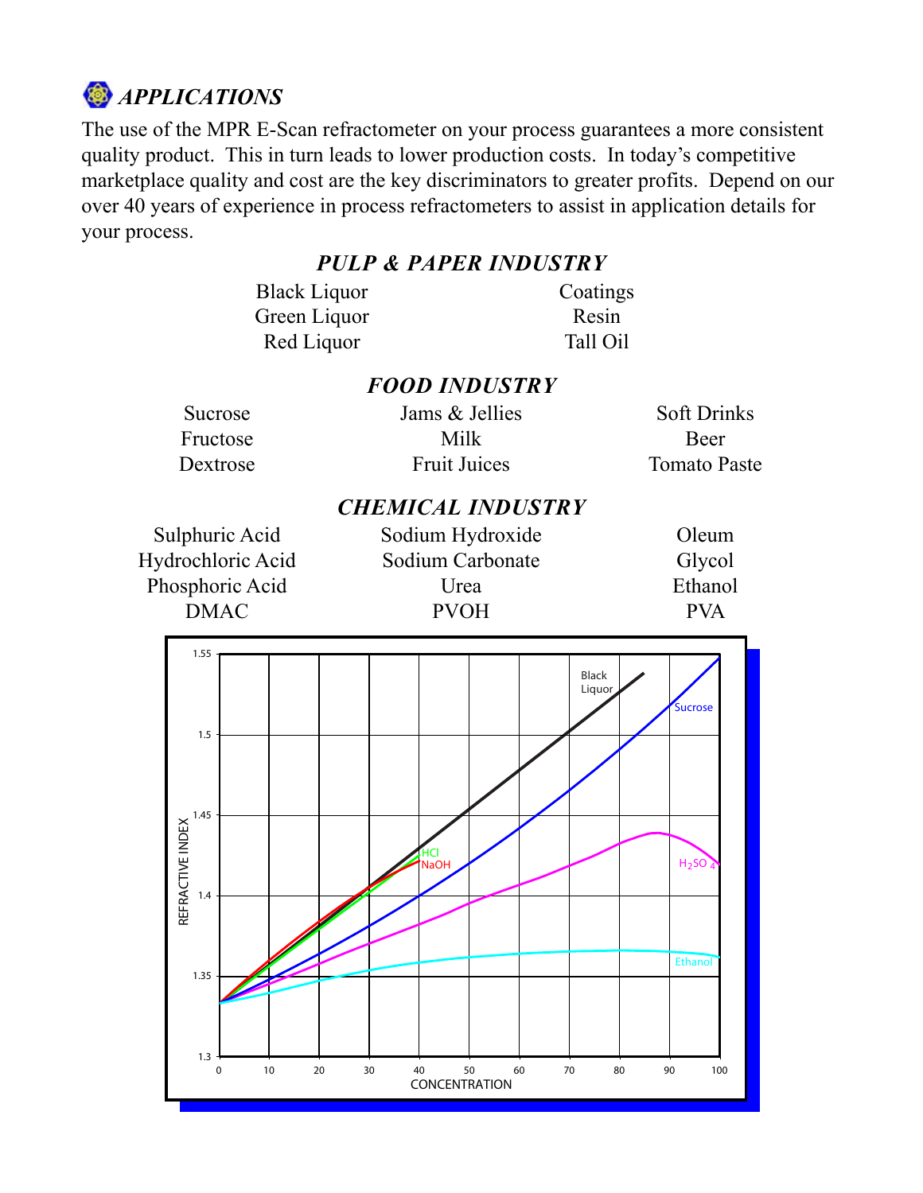## *APPLICATIONS*

The use of the MPR E-Scan refractometer on your process guarantees a more consistent quality product. This in turn leads to lower production costs. In today's competitive marketplace quality and cost are the key discriminators to greater profits. Depend on our over 40 years of experience in process refractometers to assist in application details for your process.

### *PULP & PAPER INDUSTRY*

| | |
|---|---|
| Black Liquor | Coatings |
| Green Liquor | Resin |
| Red Liquor | Tall Oil |

### *FOOD INDUSTRY*

| | | |
|---|---|---|
| Sucrose | Jams & Jellies | Soft Drinks |
| Fructose | Milk | Beer |
| Dextrose | Fruit Juices | Tomato Paste |

### *CHEMICAL INDUSTRY*

| | | |
|---|---|---|
| Sulphuric Acid | Sodium Hydroxide | Oleum |
| Hydrochloric Acid | Sodium Carbonate | Glycol |
| Phosphoric Acid | Urea | Ethanol |
| DMAC | PVOH | PVA |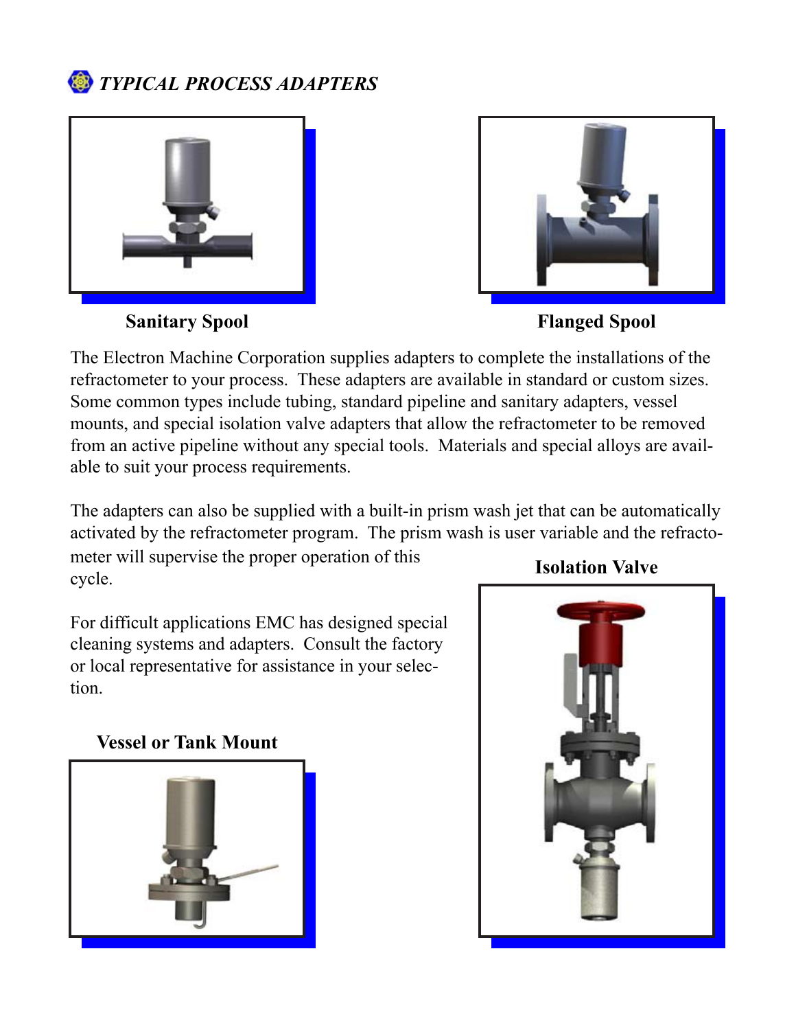## *TYPICAL PROCESS ADAPTERS*

**Sanitary Spool**

**Flanged Spool**

The Electron Machine Corporation supplies adapters to complete the installations of the refractometer to your process. These adapters are available in standard or custom sizes. Some common types include tubing, standard pipeline and sanitary adapters, vessel mounts, and special isolation valve adapters that allow the refractometer to be removed from an active pipeline without any special tools. Materials and special alloys are available to suit your process requirements.

The adapters can also be supplied with a built-in prism wash jet that can be automatically activated by the refractometer program. The prism wash is user variable and the refractometer will supervise the proper operation of this cycle.

For difficult applications EMC has designed special cleaning systems and adapters. Consult the factory or local representative for assistance in your selection.

**Isolation Valve**

**Vessel or Tank Mount**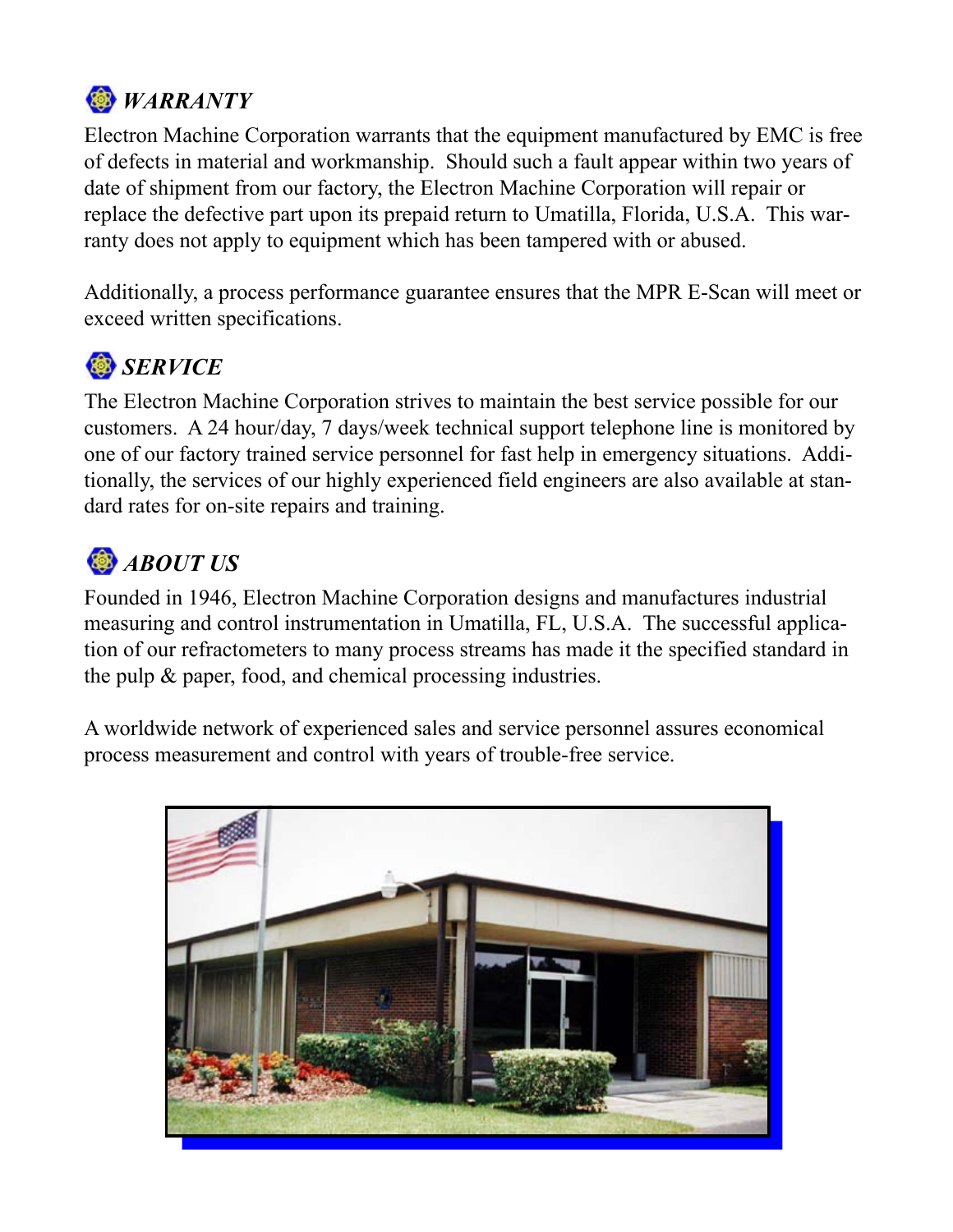## *WARRANTY*

Electron Machine Corporation warrants that the equipment manufactured by EMC is free of defects in material and workmanship. Should such a fault appear within two years of date of shipment from our factory, the Electron Machine Corporation will repair or replace the defective part upon its prepaid return to Umatilla, Florida, U.S.A. This warranty does not apply to equipment which has been tampered with or abused.

Additionally, a process performance guarantee ensures that the MPR E-Scan will meet or exceed written specifications.

## *SERVICE*

The Electron Machine Corporation strives to maintain the best service possible for our customers. A 24 hour/day, 7 days/week technical support telephone line is monitored by one of our factory trained service personnel for fast help in emergency situations. Additionally, the services of our highly experienced field engineers are also available at standard rates for on-site repairs and training.

## *ABOUT US*

Founded in 1946, Electron Machine Corporation designs and manufactures industrial measuring and control instrumentation in Umatilla, FL, U.S.A. The successful application of our refractometers to many process streams has made it the specified standard in the pulp & paper, food, and chemical processing industries.

A worldwide network of experienced sales and service personnel assures economical process measurement and control with years of trouble-free service.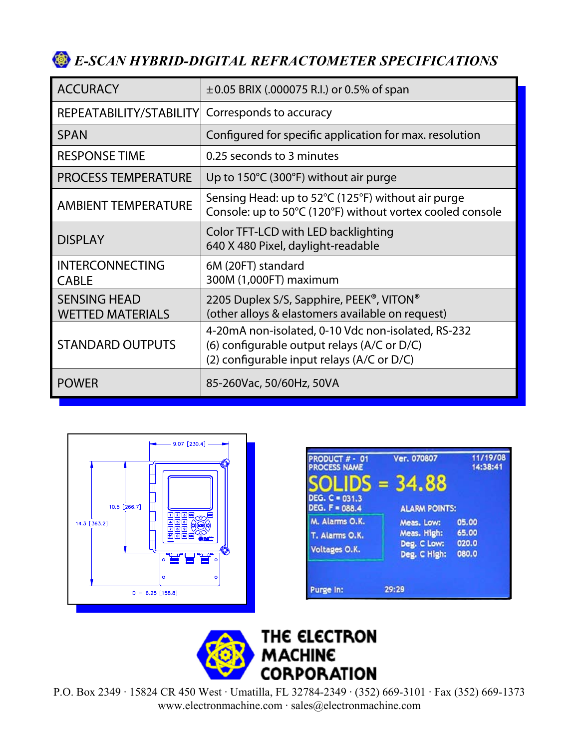## *E-SCAN HYBRID-DIGITAL REFRACTOMETER SPECIFICATIONS*

| | |
|---|---|
| ACCURACY | ±0.05 BRIX (.000075 R.I.) or 0.5% of span |
| REPEATABILITY/STABILITY | Corresponds to accuracy |
| SPAN | Configured for specific application for max. resolution |
| RESPONSE TIME | 0.25 seconds to 3 minutes |
| PROCESS TEMPERATURE | Up to 150°C (300°F) without air purge |
| AMBIENT TEMPERATURE | Sensing Head: up to 52°C (125°F) without air purge<br>Console: up to 50°C (120°F) without vortex cooled console |
| DISPLAY | Color TFT-LCD with LED backlighting<br>640 X 480 Pixel, daylight-readable |
| INTERCONNECTING CABLE | 6M (20FT) standard<br>300M (1,000FT) maximum |
| SENSING HEAD WETTED MATERIALS | 2205 Duplex S/S, Sapphire, PEEK®, VITON®<br>(other alloys & elastomers available on request) |
| STANDARD OUTPUTS | 4-20mA non-isolated, 0-10 Vdc non-isolated, RS-232<br>(6) configurable output relays (A/C or D/C)<br>(2) configurable input relays (A/C or D/C) |
| POWER | 85-260Vac, 50/60Hz, 50VA |

9.07 [230.4]
10.5 [266.7]
14.3 [363.2]
D = 6.25 [158.8]

PRODUCT # - 01
PROCESS NAME
Ver. 070807
11/19/08
14:38:41
SOLIDS = 34.88
DEG. C = 031.3
DEG. F = 088.4
ALARM POINTS:
M. Alarms O.K.
T. Alarms O.K.
Voltages O.K.
Meas. Low: 05.00
Meas. High: 65.00
Deg. C Low: 020.0
Deg. C High: 080.0
Purge In: 29:29

**THE ELECTRON MACHINE CORPORATION**

P.O. Box 2349 · 15824 CR 450 West · Umatilla, FL 32784-2349 · (352) 669-3101 · Fax (352) 669-1373
www.electronmachine.com · sales@electronmachine.com